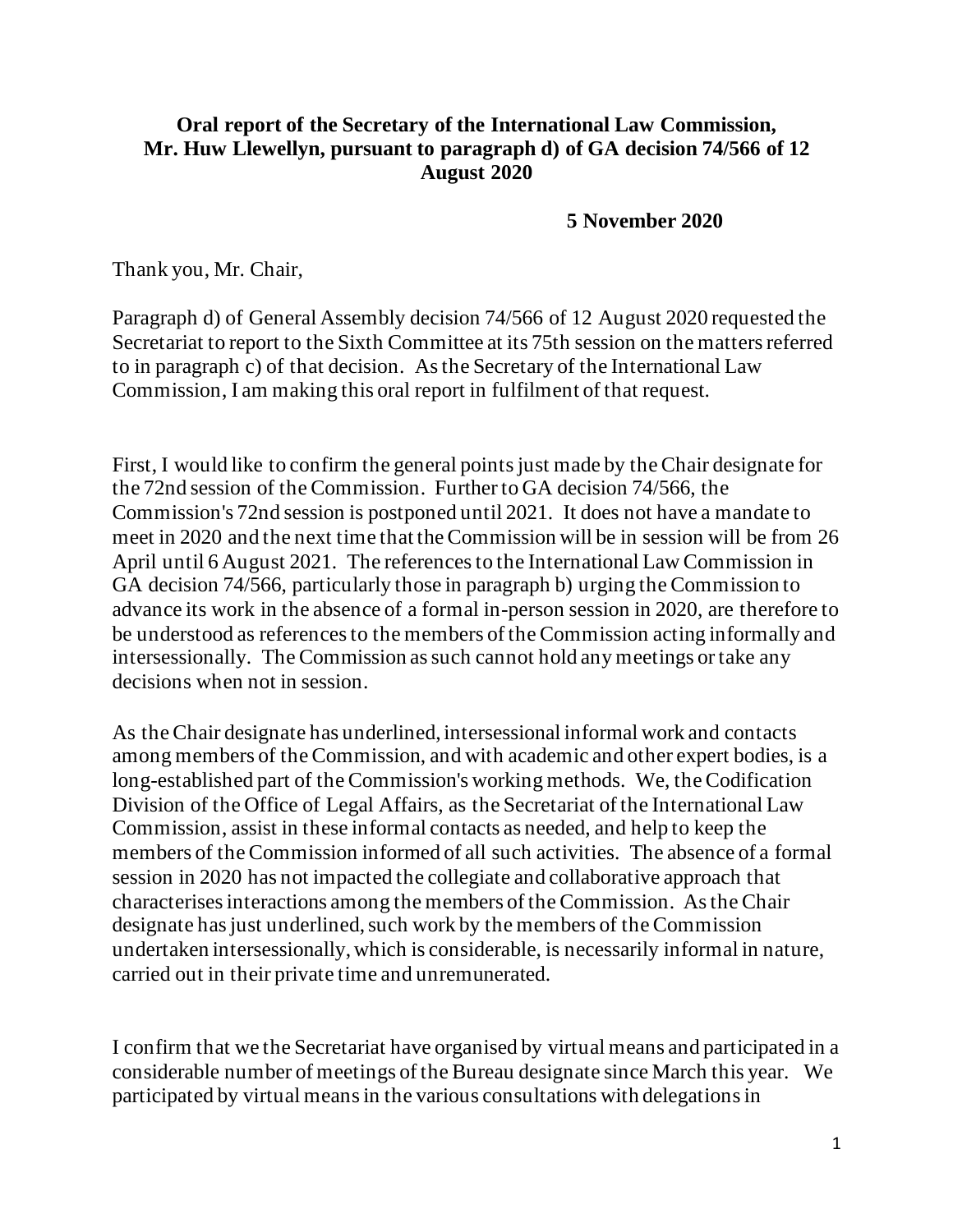**Oral report of the Secretary of the International Law Commission, Mr. Huw Llewellyn, pursuant to paragraph d) of GA decision 74/566 of 12 August 2020**

**5 November 2020**

Thank you, Mr. Chair,

Paragraph d) of General Assembly decision 74/566 of 12 August 2020 requested the Secretariat to report to the Sixth Committee at its 75th session on the matters referred to in paragraph c) of that decision. As the Secretary of the International Law Commission, I am making this oral report in fulfilment of that request.

First, I would like to confirm the general points just made by the Chair designate for the 72nd session of the Commission. Further to GA decision 74/566, the Commission's 72nd session is postponed until 2021. It does not have a mandate to meet in 2020 and the next time that the Commission will be in session will be from 26 April until 6 August 2021. The references to the International Law Commission in GA decision 74/566, particularly those in paragraph b) urging the Commission to advance its work in the absence of a formal in-person session in 2020, are therefore to be understood as references to the members of the Commission acting informally and intersessionally. The Commission as such cannot hold any meetings or take any decisions when not in session.

As the Chair designate has underlined, intersessional informal work and contacts among members of the Commission, and with academic and other expert bodies, is a long-established part of the Commission's working methods. We, the Codification Division of the Office of Legal Affairs, as the Secretariat of the International Law Commission, assist in these informal contacts as needed, and help to keep the members of the Commission informed of all such activities. The absence of a formal session in 2020 has not impacted the collegiate and collaborative approach that characterises interactions among the members of the Commission. As the Chair designate has just underlined, such work by the members of the Commission undertaken intersessionally, which is considerable, is necessarily informal in nature, carried out in their private time and unremunerated.

I confirm that we the Secretariat have organised by virtual means and participated in a considerable number of meetings of the Bureau designate since March this year. We participated by virtual means in the various consultations with delegations in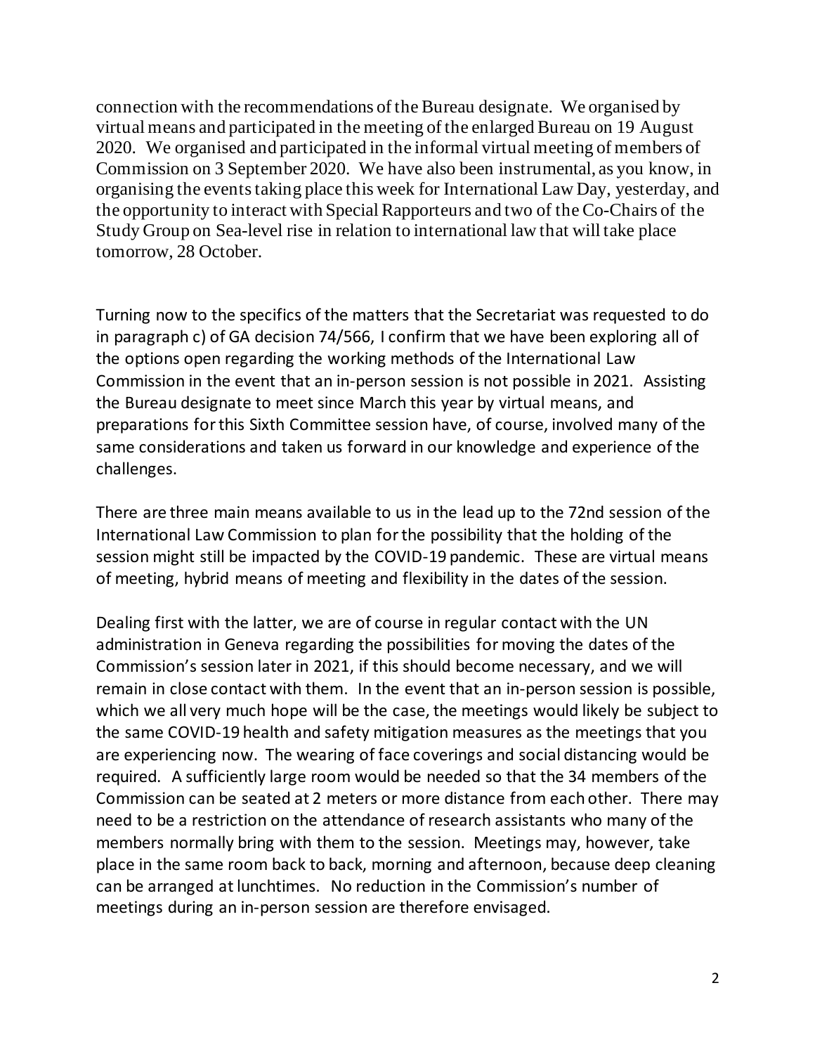connection with the recommendations of the Bureau designate. We organised by virtual means and participated in the meeting of the enlarged Bureau on 19 August 2020. We organised and participated in the informal virtual meeting of members of Commission on 3 September 2020. We have also been instrumental, as you know, in organising the events taking place this week for International Law Day, yesterday, and the opportunity to interact with Special Rapporteurs and two of the Co-Chairs of the Study Group on Sea-level rise in relation to international law that will take place tomorrow, 28 October.

Turning now to the specifics of the matters that the Secretariat was requested to do in paragraph c) of GA decision 74/566, I confirm that we have been exploring all of the options open regarding the working methods of the International Law Commission in the event that an in-person session is not possible in 2021. Assisting the Bureau designate to meet since March this year by virtual means, and preparations for this Sixth Committee session have, of course, involved many of the same considerations and taken us forward in our knowledge and experience of the challenges.

There are three main means available to us in the lead up to the 72nd session of the International Law Commission to plan for the possibility that the holding of the session might still be impacted by the COVID-19 pandemic. These are virtual means of meeting, hybrid means of meeting and flexibility in the dates of the session.

Dealing first with the latter, we are of course in regular contact with the UN administration in Geneva regarding the possibilities for moving the dates of the Commission's session later in 2021, if this should become necessary, and we will remain in close contact with them. In the event that an in-person session is possible, which we all very much hope will be the case, the meetings would likely be subject to the same COVID-19 health and safety mitigation measures as the meetings that you are experiencing now. The wearing of face coverings and social distancing would be required. A sufficiently large room would be needed so that the 34 members of the Commission can be seated at 2 meters or more distance from each other. There may need to be a restriction on the attendance of research assistants who many of the members normally bring with them to the session. Meetings may, however, take place in the same room back to back, morning and afternoon, because deep cleaning can be arranged at lunchtimes. No reduction in the Commission's number of meetings during an in-person session are therefore envisaged.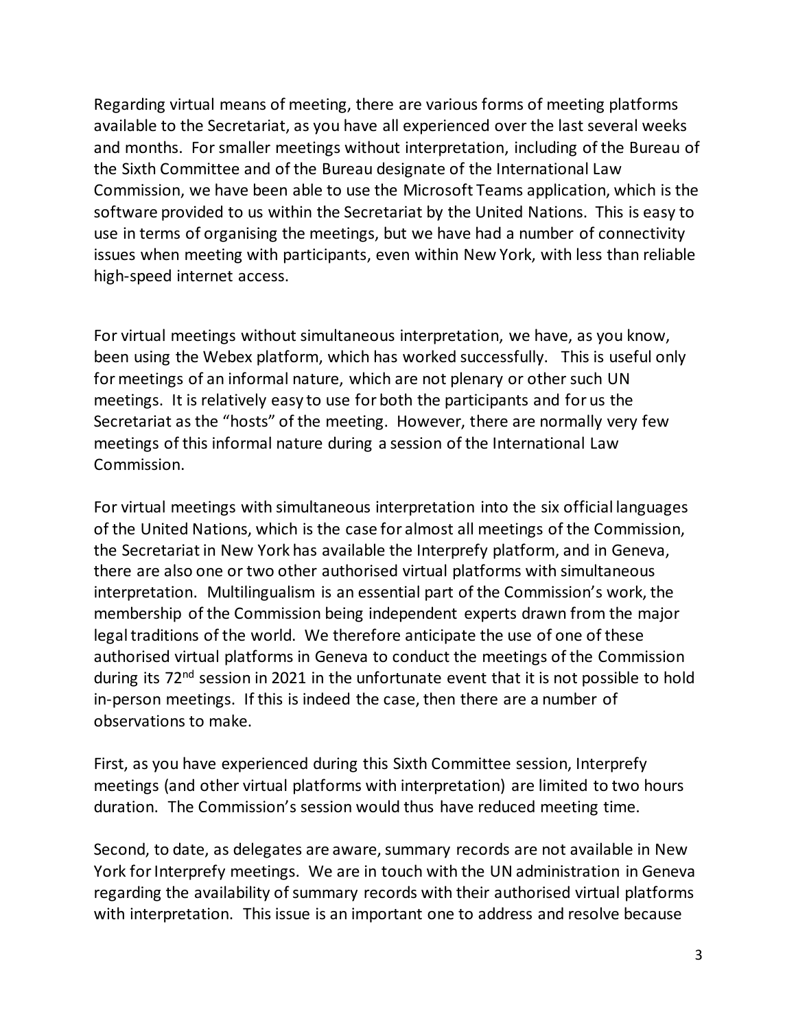Regarding virtual means of meeting, there are various forms of meeting platforms available to the Secretariat, as you have all experienced over the last several weeks and months. For smaller meetings without interpretation, including of the Bureau of the Sixth Committee and of the Bureau designate of the International Law Commission, we have been able to use the Microsoft Teams application, which is the software provided to us within the Secretariat by the United Nations. This is easy to use in terms of organising the meetings, but we have had a number of connectivity issues when meeting with participants, even within New York, with less than reliable high-speed internet access.

For virtual meetings without simultaneous interpretation, we have, as you know, been using the Webex platform, which has worked successfully. This is useful only for meetings of an informal nature, which are not plenary or other such UN meetings. It is relatively easy to use for both the participants and for us the Secretariat as the "hosts" of the meeting. However, there are normally very few meetings of this informal nature during a session of the International Law Commission.

For virtual meetings with simultaneous interpretation into the six official languages of the United Nations, which is the case for almost all meetings of the Commission, the Secretariat in New York has available the Interprefy platform, and in Geneva, there are also one or two other authorised virtual platforms with simultaneous interpretation. Multilingualism is an essential part of the Commission's work, the membership of the Commission being independent experts drawn from the major legal traditions of the world. We therefore anticipate the use of one of these authorised virtual platforms in Geneva to conduct the meetings of the Commission during its 72nd session in 2021 in the unfortunate event that it is not possible to hold in-person meetings. If this is indeed the case, then there are a number of observations to make.

First, as you have experienced during this Sixth Committee session, Interprefy meetings (and other virtual platforms with interpretation) are limited to two hours duration. The Commission's session would thus have reduced meeting time.

Second, to date, as delegates are aware, summary records are not available in New York for Interprefy meetings. We are in touch with the UN administration in Geneva regarding the availability of summary records with their authorised virtual platforms with interpretation. This issue is an important one to address and resolve because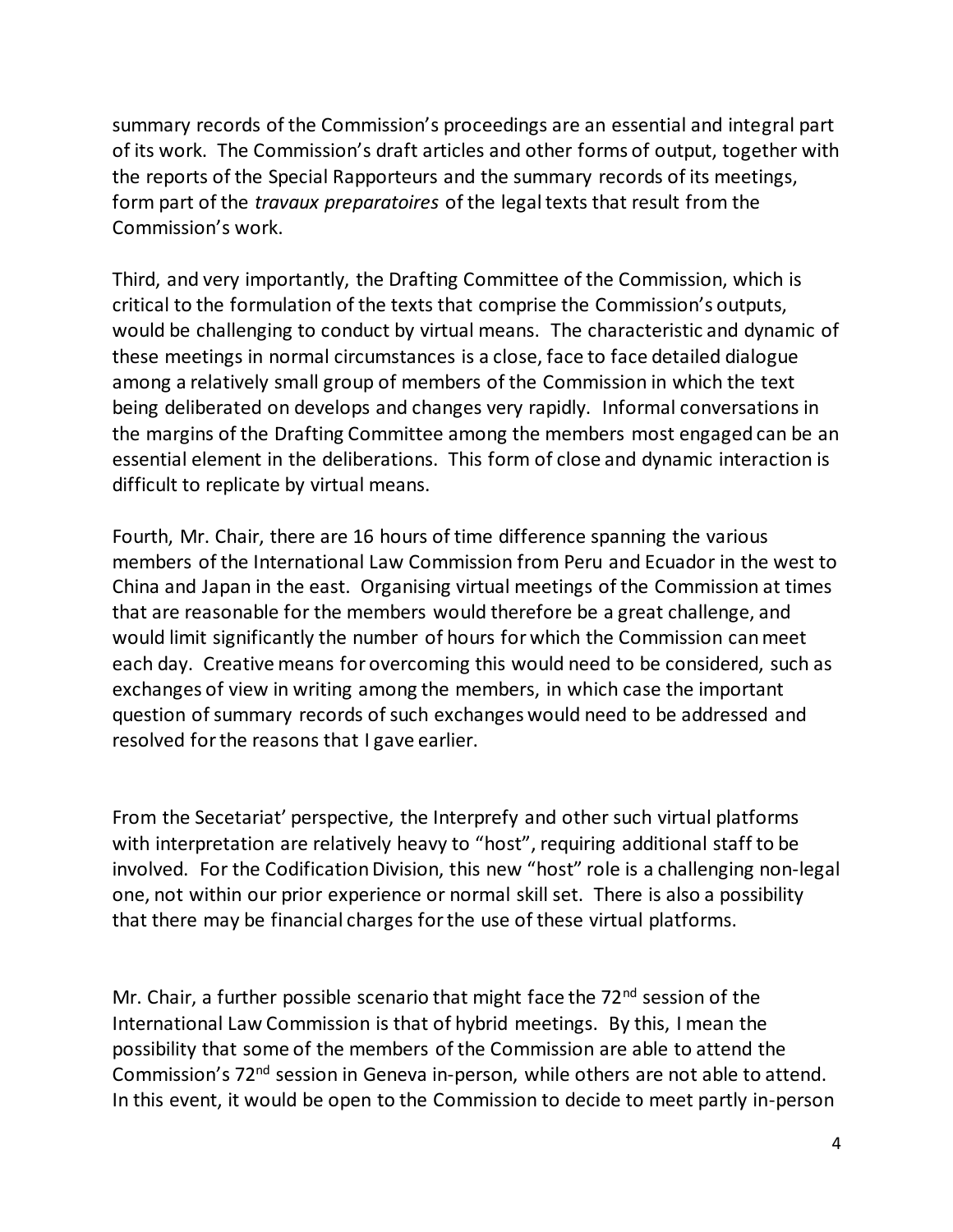summary records of the Commission's proceedings are an essential and integral part of its work. The Commission's draft articles and other forms of output, together with the reports of the Special Rapporteurs and the summary records of its meetings, form part of the *travaux preparatoires* of the legal texts that result from the Commission's work.

Third, and very importantly, the Drafting Committee of the Commission, which is critical to the formulation of the texts that comprise the Commission's outputs, would be challenging to conduct by virtual means. The characteristic and dynamic of these meetings in normal circumstances is a close, face to face detailed dialogue among a relatively small group of members of the Commission in which the text being deliberated on develops and changes very rapidly. Informal conversations in the margins of the Drafting Committee among the members most engaged can be an essential element in the deliberations. This form of close and dynamic interaction is difficult to replicate by virtual means.

Fourth, Mr. Chair, there are 16 hours of time difference spanning the various members of the International Law Commission from Peru and Ecuador in the west to China and Japan in the east. Organising virtual meetings of the Commission at times that are reasonable for the members would therefore be a great challenge, and would limit significantly the number of hours for which the Commission can meet each day. Creative means for overcoming this would need to be considered, such as exchanges of view in writing among the members, in which case the important question of summary records of such exchanges would need to be addressed and resolved for the reasons that I gave earlier.

From the Secetariat' perspective, the Interprefy and other such virtual platforms with interpretation are relatively heavy to "host", requiring additional staff to be involved. For the Codification Division, this new "host" role is a challenging non-legal one, not within our prior experience or normal skill set. There is also a possibility that there may be financial charges for the use of these virtual platforms.

Mr. Chair, a further possible scenario that might face the 72nd session of the International Law Commission is that of hybrid meetings. By this, I mean the possibility that some of the members of the Commission are able to attend the Commission's 72nd session in Geneva in-person, while others are not able to attend. In this event, it would be open to the Commission to decide to meet partly in-person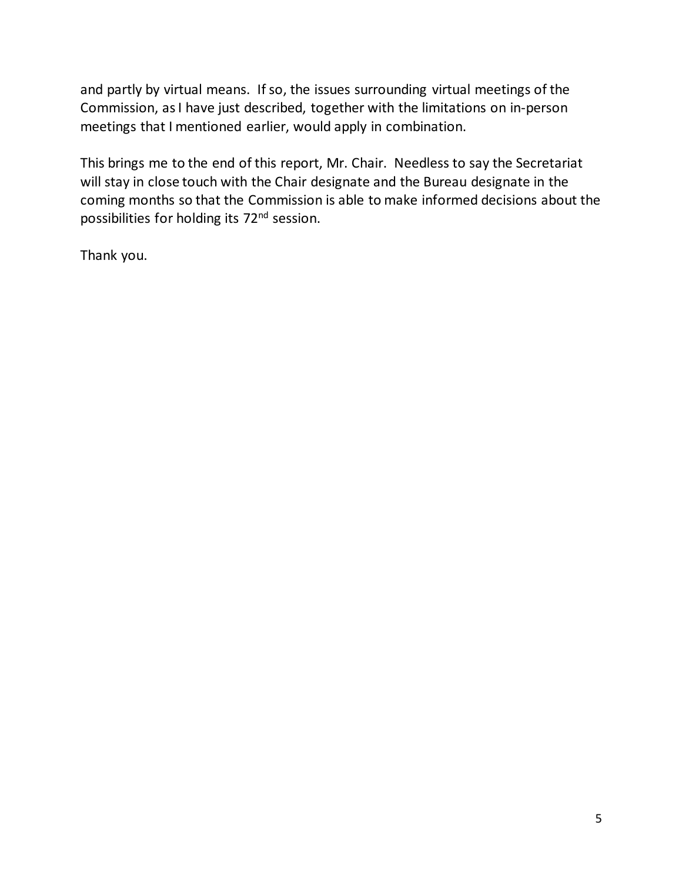and partly by virtual means. If so, the issues surrounding virtual meetings of the Commission, as I have just described, together with the limitations on in-person meetings that I mentioned earlier, would apply in combination.

This brings me to the end of this report, Mr. Chair. Needless to say the Secretariat will stay in close touch with the Chair designate and the Bureau designate in the coming months so that the Commission is able to make informed decisions about the possibilities for holding its 72nd session.

Thank you.